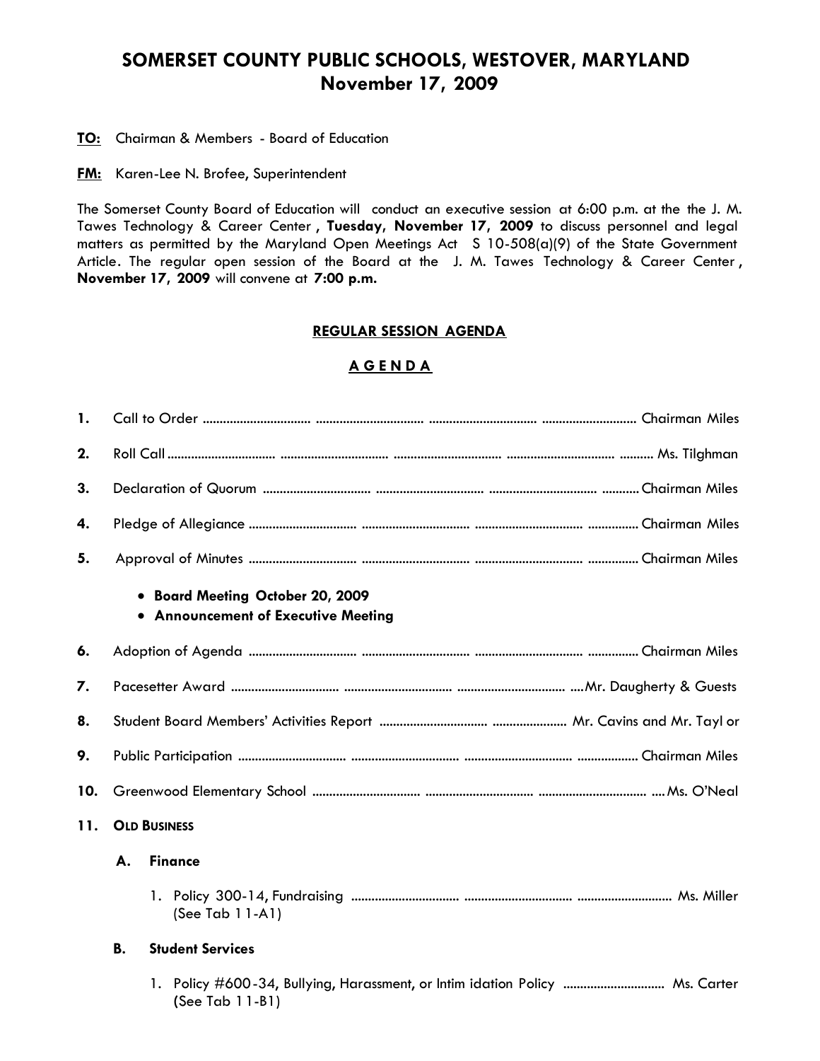# SOMERSET COUNTY PUBLIC SCHOOLS, WESTOVER, MARYLAND
## November 17, 2009

**TO:** Chairman & Members - Board of Education

**FM:** Karen-Lee N. Brofee, Superintendent

The Somerset County Board of Education will conduct an executive session at 6:00 p.m. at the the J. M. Tawes Technology & Career Center, **Tuesday, November 17, 2009** to discuss personnel and legal matters as permitted by the Maryland Open Meetings Act S 10-508(a)(9) of the State Government Article. The regular open session of the Board at the J. M. Tawes Technology & Career Center, **November 17, 2009** will convene at **7:00 p.m.**

### REGULAR SESSION AGENDA

### A G E N D A

**1.** Call to Order ........................................................ Chairman Miles

**2.** Roll Call ........................................................ Ms. Tilghman

**3.** Declaration of Quorum ........................................................ Chairman Miles

**4.** Pledge of Allegiance ........................................................ Chairman Miles

**5.** Approval of Minutes ........................................................ Chairman Miles

- **Board Meeting October 20, 2009**
- **Announcement of Executive Meeting**

**6.** Adoption of Agenda ........................................................ Chairman Miles

**7.** Pacesetter Award ........................................................ Mr. Daugherty & Guests

**8.** Student Board Members' Activities Report ........................................................ Mr. Cavins and Mr. Taylor

**9.** Public Participation ........................................................ Chairman Miles

**10.** Greenwood Elementary School ........................................................ Ms. O'Neal

**11. OLD BUSINESS**

**A. Finance**

1. Policy 300-14, Fundraising ........................................................ Ms. Miller
   (See Tab 11-A1)

**B. Student Services**

1. Policy #600-34, Bullying, Harassment, or Intimidation Policy ........................................................ Ms. Carter
   (See Tab 11-B1)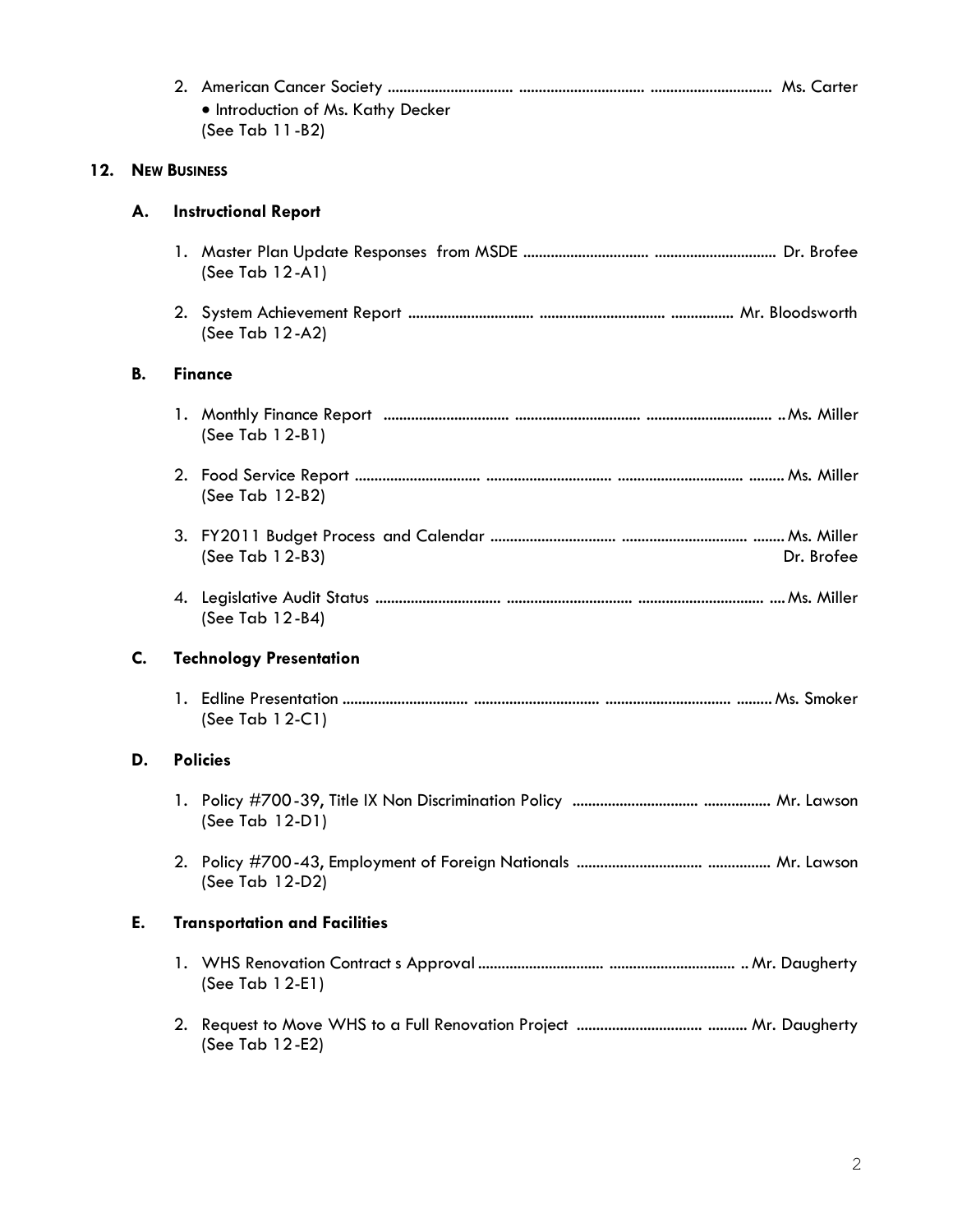2. American Cancer Society ................................ ................................ ................................ Ms. Carter
   - Introduction of Ms. Kathy Decker

   (See Tab 11-B2)

## 12. NEW BUSINESS

### A. Instructional Report

1. Master Plan Update Responses from MSDE ................................ ................................ Dr. Brofee
   (See Tab 12-A1)

2. System Achievement Report ................................ ................................ ................ Mr. Bloodsworth
   (See Tab 12-A2)

### B. Finance

1. Monthly Finance Report ................................ ................................ ................................ ..Ms. Miller
   (See Tab 12-B1)

2. Food Service Report ................................ ................................ ................................ .........Ms. Miller
   (See Tab 12-B2)

3. FY2011 Budget Process and Calendar ................................ ................................ ........Ms. Miller
   (See Tab 12-B3) Dr. Brofee

4. Legislative Audit Status ................................ ................................ ................................ ....Ms. Miller
   (See Tab 12-B4)

### C. Technology Presentation

1. Edline Presentation ................................ ................................ ................................ .........Ms. Smoker
   (See Tab 12-C1)

### D. Policies

1. Policy #700-39, Title IX Non Discrimination Policy ................................ ................. Mr. Lawson
   (See Tab 12-D1)

2. Policy #700-43, Employment of Foreign Nationals ................................ ................ Mr. Lawson
   (See Tab 12-D2)

### E. Transportation and Facilities

1. WHS Renovation Contract s Approval ................................ ................................ .. Mr. Daugherty
   (See Tab 12-E1)

2. Request to Move WHS to a Full Renovation Project ................................ .......... Mr. Daugherty
   (See Tab 12-E2)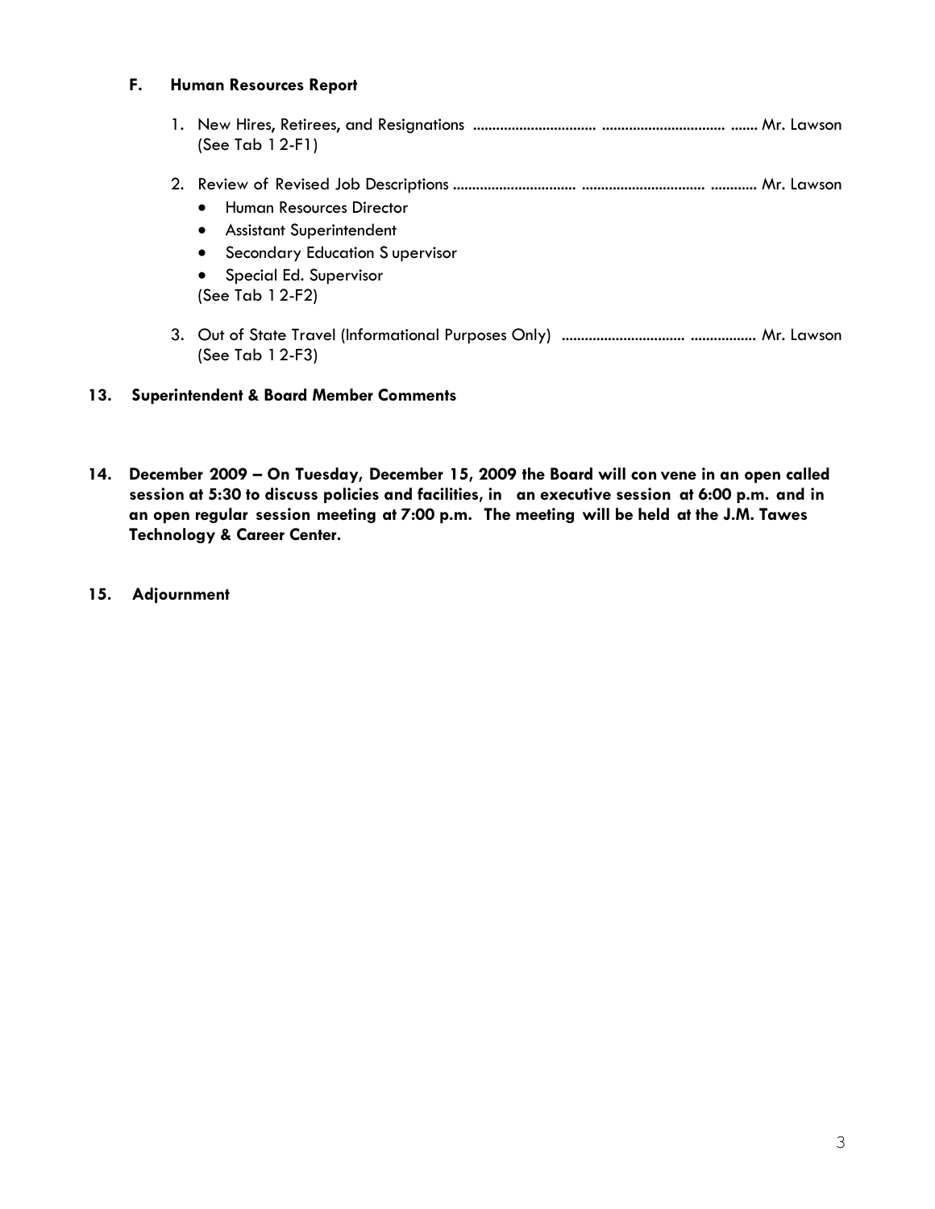### F. Human Resources Report

1. New Hires, Retirees, and Resignations ................................ ................................ ....... Mr. Lawson
   (See Tab 12-F1)

2. Review of Revised Job Descriptions ................................ ................................ ............ Mr. Lawson
   - Human Resources Director
   - Assistant Superintendent
   - Secondary Education Supervisor
   - Special Ed. Supervisor

   (See Tab 12-F2)

3. Out of State Travel (Informational Purposes Only) ................................ ................. Mr. Lawson
   (See Tab 12-F3)

**13. Superintendent & Board Member Comments**

**14. December 2009 – On Tuesday, December 15, 2009 the Board will convene in an open called session at 5:30 to discuss policies and facilities, in an executive session at 6:00 p.m. and in an open regular session meeting at 7:00 p.m. The meeting will be held at the J.M. Tawes Technology & Career Center.**

**15. Adjournment**